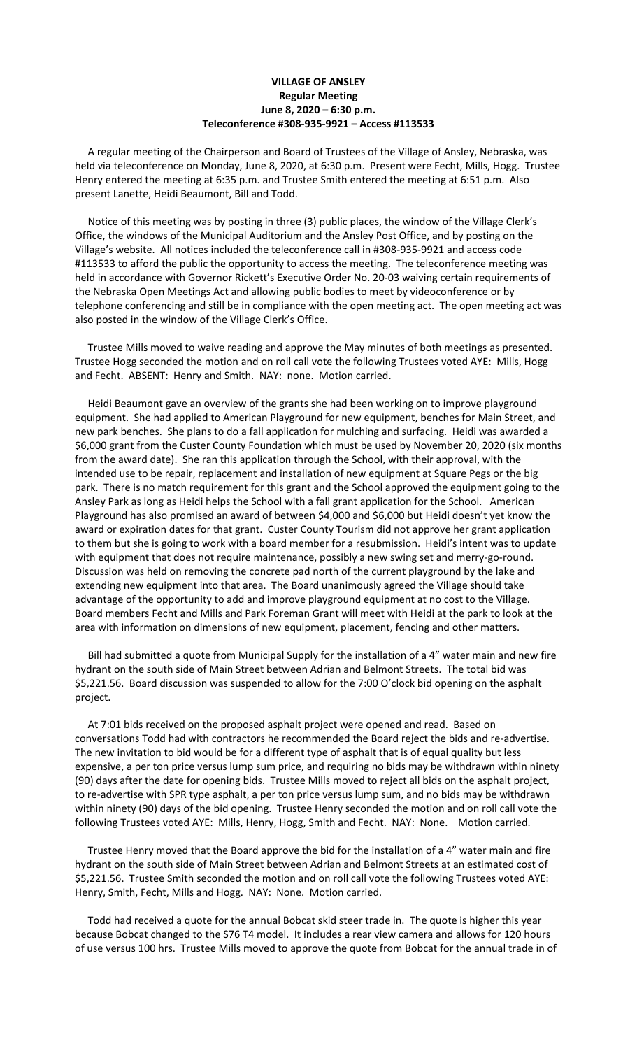**VILLAGE OF ANSLEY**
**Regular Meeting**
**June 8, 2020 – 6:30 p.m.**
**Teleconference #308-935-9921 – Access #113533**

A regular meeting of the Chairperson and Board of Trustees of the Village of Ansley, Nebraska, was held via teleconference on Monday, June 8, 2020, at 6:30 p.m. Present were Fecht, Mills, Hogg. Trustee Henry entered the meeting at 6:35 p.m. and Trustee Smith entered the meeting at 6:51 p.m. Also present Lanette, Heidi Beaumont, Bill and Todd.

Notice of this meeting was by posting in three (3) public places, the window of the Village Clerk's Office, the windows of the Municipal Auditorium and the Ansley Post Office, and by posting on the Village's website. All notices included the teleconference call in #308-935-9921 and access code #113533 to afford the public the opportunity to access the meeting. The teleconference meeting was held in accordance with Governor Rickett's Executive Order No. 20-03 waiving certain requirements of the Nebraska Open Meetings Act and allowing public bodies to meet by videoconference or by telephone conferencing and still be in compliance with the open meeting act. The open meeting act was also posted in the window of the Village Clerk's Office.

Trustee Mills moved to waive reading and approve the May minutes of both meetings as presented. Trustee Hogg seconded the motion and on roll call vote the following Trustees voted AYE: Mills, Hogg and Fecht. ABSENT: Henry and Smith. NAY: none. Motion carried.

Heidi Beaumont gave an overview of the grants she had been working on to improve playground equipment. She had applied to American Playground for new equipment, benches for Main Street, and new park benches. She plans to do a fall application for mulching and surfacing. Heidi was awarded a $6,000 grant from the Custer County Foundation which must be used by November 20, 2020 (six months from the award date). She ran this application through the School, with their approval, with the intended use to be repair, replacement and installation of new equipment at Square Pegs or the big park. There is no match requirement for this grant and the School approved the equipment going to the Ansley Park as long as Heidi helps the School with a fall grant application for the School. American Playground has also promised an award of between $4,000 and $6,000 but Heidi doesn't yet know the award or expiration dates for that grant. Custer County Tourism did not approve her grant application to them but she is going to work with a board member for a resubmission. Heidi's intent was to update with equipment that does not require maintenance, possibly a new swing set and merry-go-round. Discussion was held on removing the concrete pad north of the current playground by the lake and extending new equipment into that area. The Board unanimously agreed the Village should take advantage of the opportunity to add and improve playground equipment at no cost to the Village. Board members Fecht and Mills and Park Foreman Grant will meet with Heidi at the park to look at the area with information on dimensions of new equipment, placement, fencing and other matters.

Bill had submitted a quote from Municipal Supply for the installation of a 4" water main and new fire hydrant on the south side of Main Street between Adrian and Belmont Streets. The total bid was $5,221.56. Board discussion was suspended to allow for the 7:00 O'clock bid opening on the asphalt project.

At 7:01 bids received on the proposed asphalt project were opened and read. Based on conversations Todd had with contractors he recommended the Board reject the bids and re-advertise. The new invitation to bid would be for a different type of asphalt that is of equal quality but less expensive, a per ton price versus lump sum price, and requiring no bids may be withdrawn within ninety (90) days after the date for opening bids. Trustee Mills moved to reject all bids on the asphalt project, to re-advertise with SPR type asphalt, a per ton price versus lump sum, and no bids may be withdrawn within ninety (90) days of the bid opening. Trustee Henry seconded the motion and on roll call vote the following Trustees voted AYE: Mills, Henry, Hogg, Smith and Fecht. NAY: None. Motion carried.

Trustee Henry moved that the Board approve the bid for the installation of a 4" water main and fire hydrant on the south side of Main Street between Adrian and Belmont Streets at an estimated cost of $5,221.56. Trustee Smith seconded the motion and on roll call vote the following Trustees voted AYE: Henry, Smith, Fecht, Mills and Hogg. NAY: None. Motion carried.

Todd had received a quote for the annual Bobcat skid steer trade in. The quote is higher this year because Bobcat changed to the S76 T4 model. It includes a rear view camera and allows for 120 hours of use versus 100 hrs. Trustee Mills moved to approve the quote from Bobcat for the annual trade in of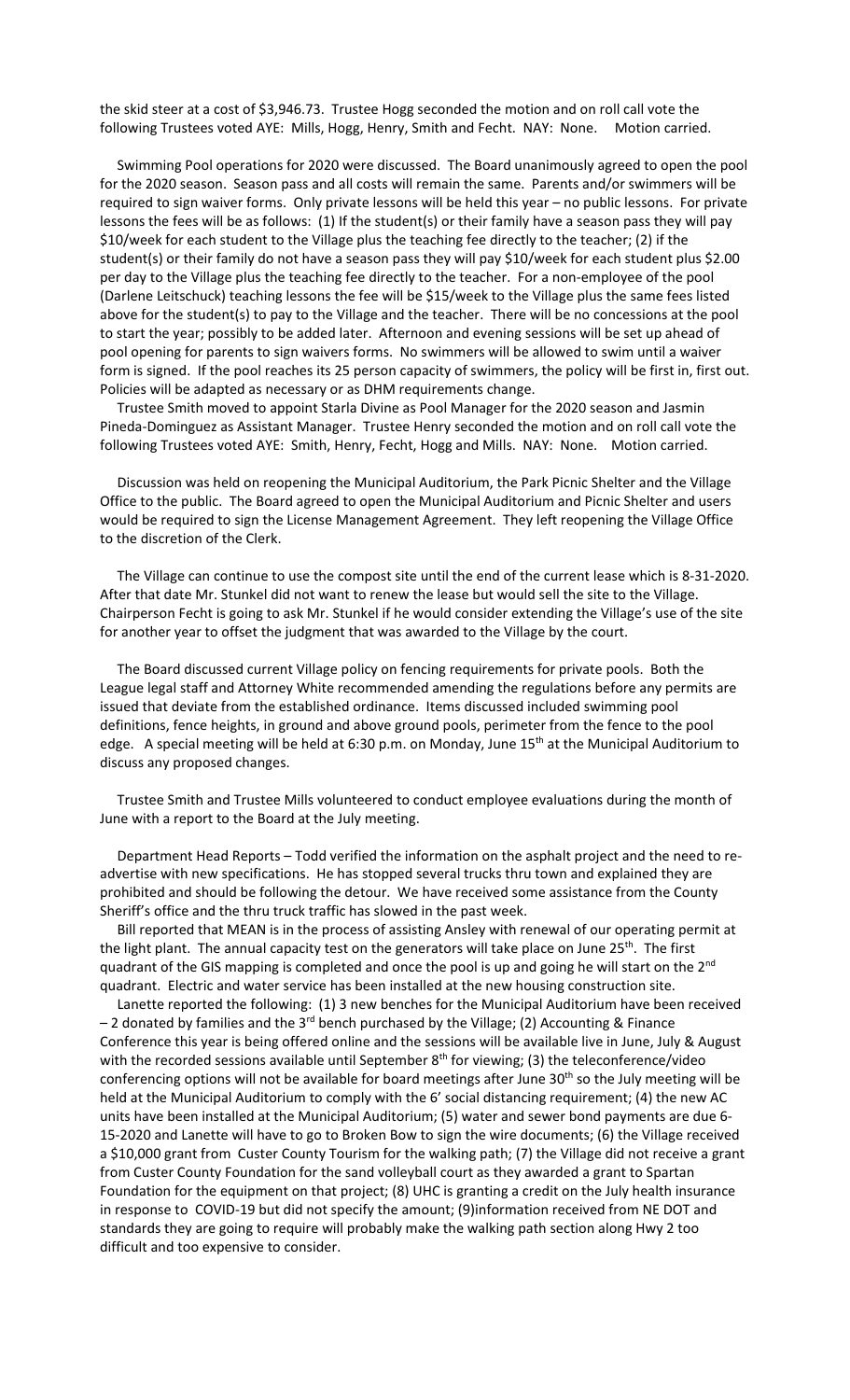the skid steer at a cost of $3,946.73. Trustee Hogg seconded the motion and on roll call vote the following Trustees voted AYE: Mills, Hogg, Henry, Smith and Fecht. NAY: None. Motion carried.

Swimming Pool operations for 2020 were discussed. The Board unanimously agreed to open the pool for the 2020 season. Season pass and all costs will remain the same. Parents and/or swimmers will be required to sign waiver forms. Only private lessons will be held this year – no public lessons. For private lessons the fees will be as follows: (1) If the student(s) or their family have a season pass they will pay $10/week for each student to the Village plus the teaching fee directly to the teacher; (2) if the student(s) or their family do not have a season pass they will pay $10/week for each student plus $2.00 per day to the Village plus the teaching fee directly to the teacher. For a non-employee of the pool (Darlene Leitschuck) teaching lessons the fee will be $15/week to the Village plus the same fees listed above for the student(s) to pay to the Village and the teacher. There will be no concessions at the pool to start the year; possibly to be added later. Afternoon and evening sessions will be set up ahead of pool opening for parents to sign waivers forms. No swimmers will be allowed to swim until a waiver form is signed. If the pool reaches its 25 person capacity of swimmers, the policy will be first in, first out. Policies will be adapted as necessary or as DHM requirements change.

Trustee Smith moved to appoint Starla Divine as Pool Manager for the 2020 season and Jasmin Pineda-Dominguez as Assistant Manager. Trustee Henry seconded the motion and on roll call vote the following Trustees voted AYE: Smith, Henry, Fecht, Hogg and Mills. NAY: None. Motion carried.

Discussion was held on reopening the Municipal Auditorium, the Park Picnic Shelter and the Village Office to the public. The Board agreed to open the Municipal Auditorium and Picnic Shelter and users would be required to sign the License Management Agreement. They left reopening the Village Office to the discretion of the Clerk.

The Village can continue to use the compost site until the end of the current lease which is 8-31-2020. After that date Mr. Stunkel did not want to renew the lease but would sell the site to the Village. Chairperson Fecht is going to ask Mr. Stunkel if he would consider extending the Village's use of the site for another year to offset the judgment that was awarded to the Village by the court.

The Board discussed current Village policy on fencing requirements for private pools. Both the League legal staff and Attorney White recommended amending the regulations before any permits are issued that deviate from the established ordinance. Items discussed included swimming pool definitions, fence heights, in ground and above ground pools, perimeter from the fence to the pool edge. A special meeting will be held at 6:30 p.m. on Monday, June 15th at the Municipal Auditorium to discuss any proposed changes.

Trustee Smith and Trustee Mills volunteered to conduct employee evaluations during the month of June with a report to the Board at the July meeting.

Department Head Reports – Todd verified the information on the asphalt project and the need to re-advertise with new specifications. He has stopped several trucks thru town and explained they are prohibited and should be following the detour. We have received some assistance from the County Sheriff's office and the thru truck traffic has slowed in the past week.

Bill reported that MEAN is in the process of assisting Ansley with renewal of our operating permit at the light plant. The annual capacity test on the generators will take place on June 25th. The first quadrant of the GIS mapping is completed and once the pool is up and going he will start on the 2nd quadrant. Electric and water service has been installed at the new housing construction site.

Lanette reported the following: (1) 3 new benches for the Municipal Auditorium have been received – 2 donated by families and the 3rd bench purchased by the Village; (2) Accounting & Finance Conference this year is being offered online and the sessions will be available live in June, July & August with the recorded sessions available until September 8th for viewing; (3) the teleconference/video conferencing options will not be available for board meetings after June 30th so the July meeting will be held at the Municipal Auditorium to comply with the 6' social distancing requirement; (4) the new AC units have been installed at the Municipal Auditorium; (5) water and sewer bond payments are due 6-15-2020 and Lanette will have to go to Broken Bow to sign the wire documents; (6) the Village received a $10,000 grant from Custer County Tourism for the walking path; (7) the Village did not receive a grant from Custer County Foundation for the sand volleyball court as they awarded a grant to Spartan Foundation for the equipment on that project; (8) UHC is granting a credit on the July health insurance in response to COVID-19 but did not specify the amount; (9)information received from NE DOT and standards they are going to require will probably make the walking path section along Hwy 2 too difficult and too expensive to consider.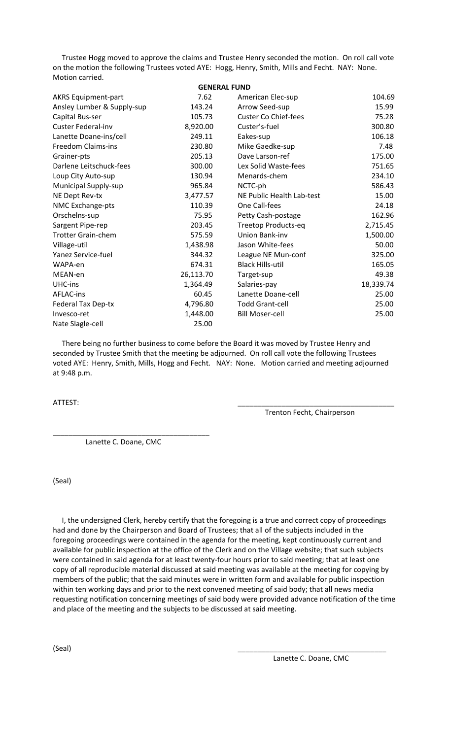Trustee Hogg moved to approve the claims and Trustee Henry seconded the motion. On roll call vote on the motion the following Trustees voted AYE: Hogg, Henry, Smith, Mills and Fecht. NAY: None. Motion carried.

**GENERAL FUND**

| | | | |
|---|---|---|---|
| AKRS Equipment-part | 7.62 | American Elec-sup | 104.69 |
| Ansley Lumber & Supply-sup | 143.24 | Arrow Seed-sup | 15.99 |
| Capital Bus-ser | 105.73 | Custer Co Chief-fees | 75.28 |
| Custer Federal-inv | 8,920.00 | Custer's-fuel | 300.80 |
| Lanette Doane-ins/cell | 249.11 | Eakes-sup | 106.18 |
| Freedom Claims-ins | 230.80 | Mike Gaedke-sup | 7.48 |
| Grainer-pts | 205.13 | Dave Larson-ref | 175.00 |
| Darlene Leitschuck-fees | 300.00 | Lex Solid Waste-fees | 751.65 |
| Loup City Auto-sup | 130.94 | Menards-chem | 234.10 |
| Municipal Supply-sup | 965.84 | NCTC-ph | 586.43 |
| NE Dept Rev-tx | 3,477.57 | NE Public Health Lab-test | 15.00 |
| NMC Exchange-pts | 110.39 | One Call-fees | 24.18 |
| Orschelns-sup | 75.95 | Petty Cash-postage | 162.96 |
| Sargent Pipe-rep | 203.45 | Treetop Products-eq | 2,715.45 |
| Trotter Grain-chem | 575.59 | Union Bank-inv | 1,500.00 |
| Village-util | 1,438.98 | Jason White-fees | 50.00 |
| Yanez Service-fuel | 344.32 | League NE Mun-conf | 325.00 |
| WAPA-en | 674.31 | Black Hills-util | 165.05 |
| MEAN-en | 26,113.70 | Target-sup | 49.38 |
| UHC-ins | 1,364.49 | Salaries-pay | 18,339.74 |
| AFLAC-ins | 60.45 | Lanette Doane-cell | 25.00 |
| Federal Tax Dep-tx | 4,796.80 | Todd Grant-cell | 25.00 |
| Invesco-ret | 1,448.00 | Bill Moser-cell | 25.00 |
| Nate Slagle-cell | 25.00 | | |

There being no further business to come before the Board it was moved by Trustee Henry and seconded by Trustee Smith that the meeting be adjourned. On roll call vote the following Trustees voted AYE: Henry, Smith, Mills, Hogg and Fecht. NAY: None. Motion carried and meeting adjourned at 9:48 p.m.

ATTEST:

\_\_\_\_\_\_\_\_\_\_\_\_\_\_\_\_\_\_\_\_\_\_\_\_\_\_\_\_\_\_\_\_\_\_\_\_\_\_
Trenton Fecht, Chairperson

\_\_\_\_\_\_\_\_\_\_\_\_\_\_\_\_\_\_\_\_\_\_\_\_\_\_\_\_\_\_\_\_\_\_\_\_\_\_
Lanette C. Doane, CMC

(Seal)

I, the undersigned Clerk, hereby certify that the foregoing is a true and correct copy of proceedings had and done by the Chairperson and Board of Trustees; that all of the subjects included in the foregoing proceedings were contained in the agenda for the meeting, kept continuously current and available for public inspection at the office of the Clerk and on the Village website; that such subjects were contained in said agenda for at least twenty-four hours prior to said meeting; that at least one copy of all reproducible material discussed at said meeting was available at the meeting for copying by members of the public; that the said minutes were in written form and available for public inspection within ten working days and prior to the next convened meeting of said body; that all news media requesting notification concerning meetings of said body were provided advance notification of the time and place of the meeting and the subjects to be discussed at said meeting.

(Seal)

\_\_\_\_\_\_\_\_\_\_\_\_\_\_\_\_\_\_\_\_\_\_\_\_\_\_\_\_\_\_\_\_\_\_\_\_\_\_
Lanette C. Doane, CMC